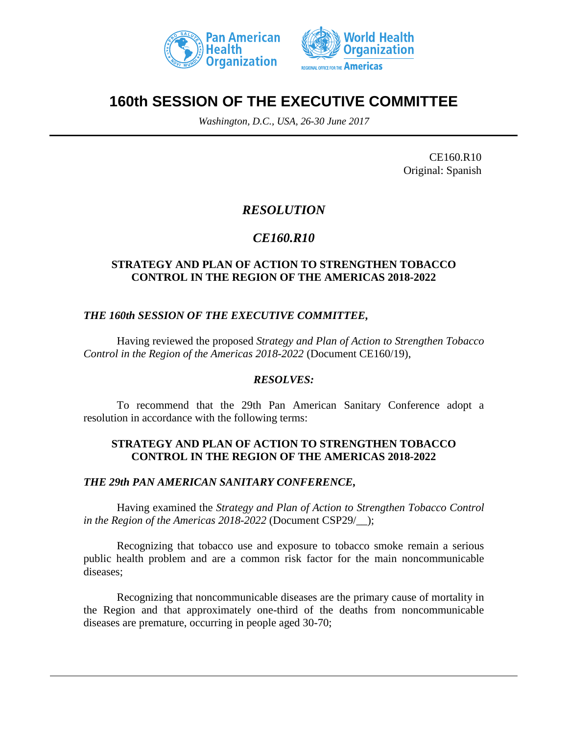# 160th SESSION OF THE EXECUTIVE COMMITTEE

*Washington, D.C., USA, 26-30 June 2017*

CE160.R10
Original: Spanish

## *RESOLUTION*

## *CE160.R10*

### STRATEGY AND PLAN OF ACTION TO STRENGTHEN TOBACCO CONTROL IN THE REGION OF THE AMERICAS 2018-2022

***THE 160th SESSION OF THE EXECUTIVE COMMITTEE,***

Having reviewed the proposed *Strategy and Plan of Action to Strengthen Tobacco Control in the Region of the Americas 2018-2022* (Document CE160/19),

***RESOLVES:***

To recommend that the 29th Pan American Sanitary Conference adopt a resolution in accordance with the following terms:

### STRATEGY AND PLAN OF ACTION TO STRENGTHEN TOBACCO CONTROL IN THE REGION OF THE AMERICAS 2018-2022

***THE 29th PAN AMERICAN SANITARY CONFERENCE,***

Having examined the *Strategy and Plan of Action to Strengthen Tobacco Control in the Region of the Americas 2018-2022* (Document CSP29/__);

Recognizing that tobacco use and exposure to tobacco smoke remain a serious public health problem and are a common risk factor for the main noncommunicable diseases;

Recognizing that noncommunicable diseases are the primary cause of mortality in the Region and that approximately one-third of the deaths from noncommunicable diseases are premature, occurring in people aged 30-70;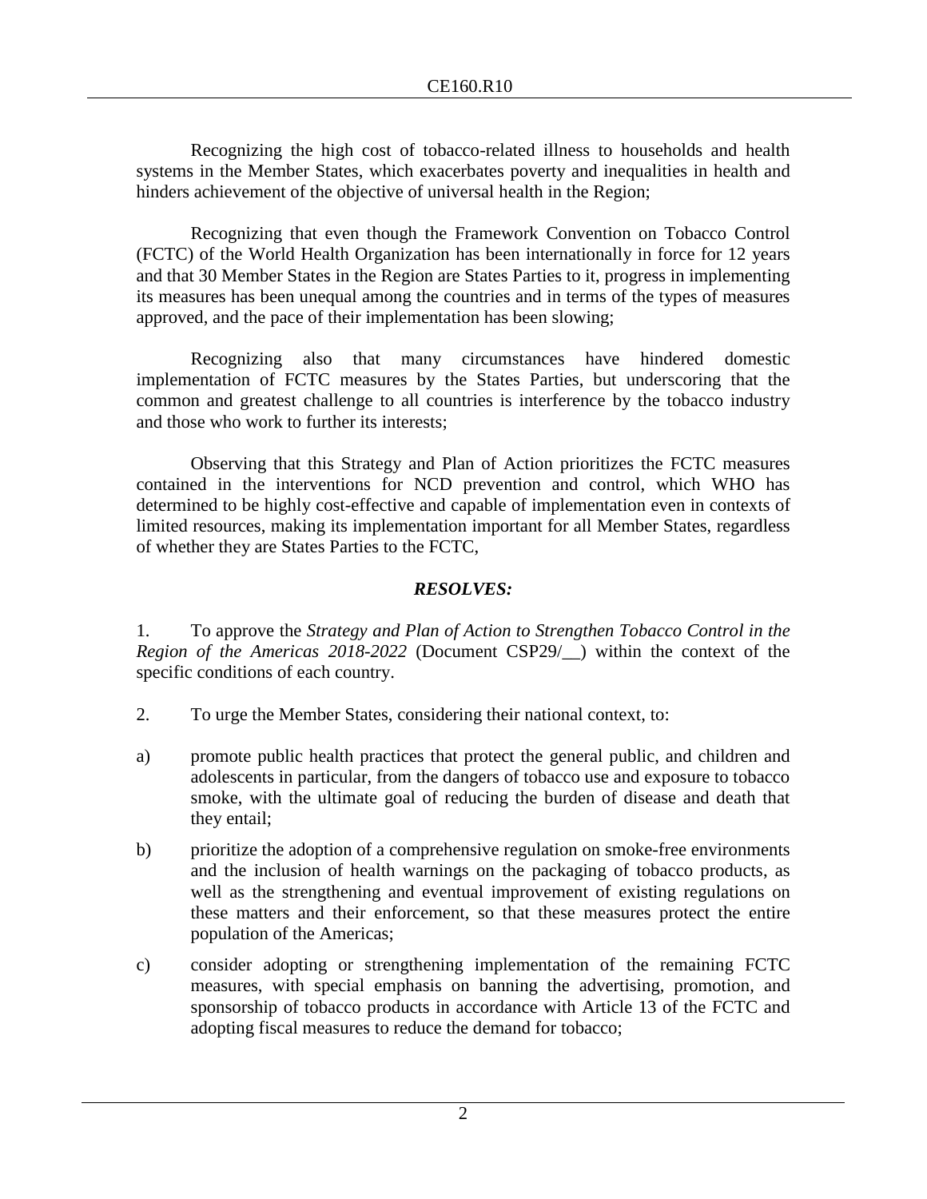Recognizing the high cost of tobacco-related illness to households and health systems in the Member States, which exacerbates poverty and inequalities in health and hinders achievement of the objective of universal health in the Region;

Recognizing that even though the Framework Convention on Tobacco Control (FCTC) of the World Health Organization has been internationally in force for 12 years and that 30 Member States in the Region are States Parties to it, progress in implementing its measures has been unequal among the countries and in terms of the types of measures approved, and the pace of their implementation has been slowing;

Recognizing also that many circumstances have hindered domestic implementation of FCTC measures by the States Parties, but underscoring that the common and greatest challenge to all countries is interference by the tobacco industry and those who work to further its interests;

Observing that this Strategy and Plan of Action prioritizes the FCTC measures contained in the interventions for NCD prevention and control, which WHO has determined to be highly cost-effective and capable of implementation even in contexts of limited resources, making its implementation important for all Member States, regardless of whether they are States Parties to the FCTC,

***RESOLVES:***

1. To approve the *Strategy and Plan of Action to Strengthen Tobacco Control in the Region of the Americas 2018-2022* (Document CSP29/__) within the context of the specific conditions of each country.

2. To urge the Member States, considering their national context, to:

a) promote public health practices that protect the general public, and children and adolescents in particular, from the dangers of tobacco use and exposure to tobacco smoke, with the ultimate goal of reducing the burden of disease and death that they entail;

b) prioritize the adoption of a comprehensive regulation on smoke-free environments and the inclusion of health warnings on the packaging of tobacco products, as well as the strengthening and eventual improvement of existing regulations on these matters and their enforcement, so that these measures protect the entire population of the Americas;

c) consider adopting or strengthening implementation of the remaining FCTC measures, with special emphasis on banning the advertising, promotion, and sponsorship of tobacco products in accordance with Article 13 of the FCTC and adopting fiscal measures to reduce the demand for tobacco;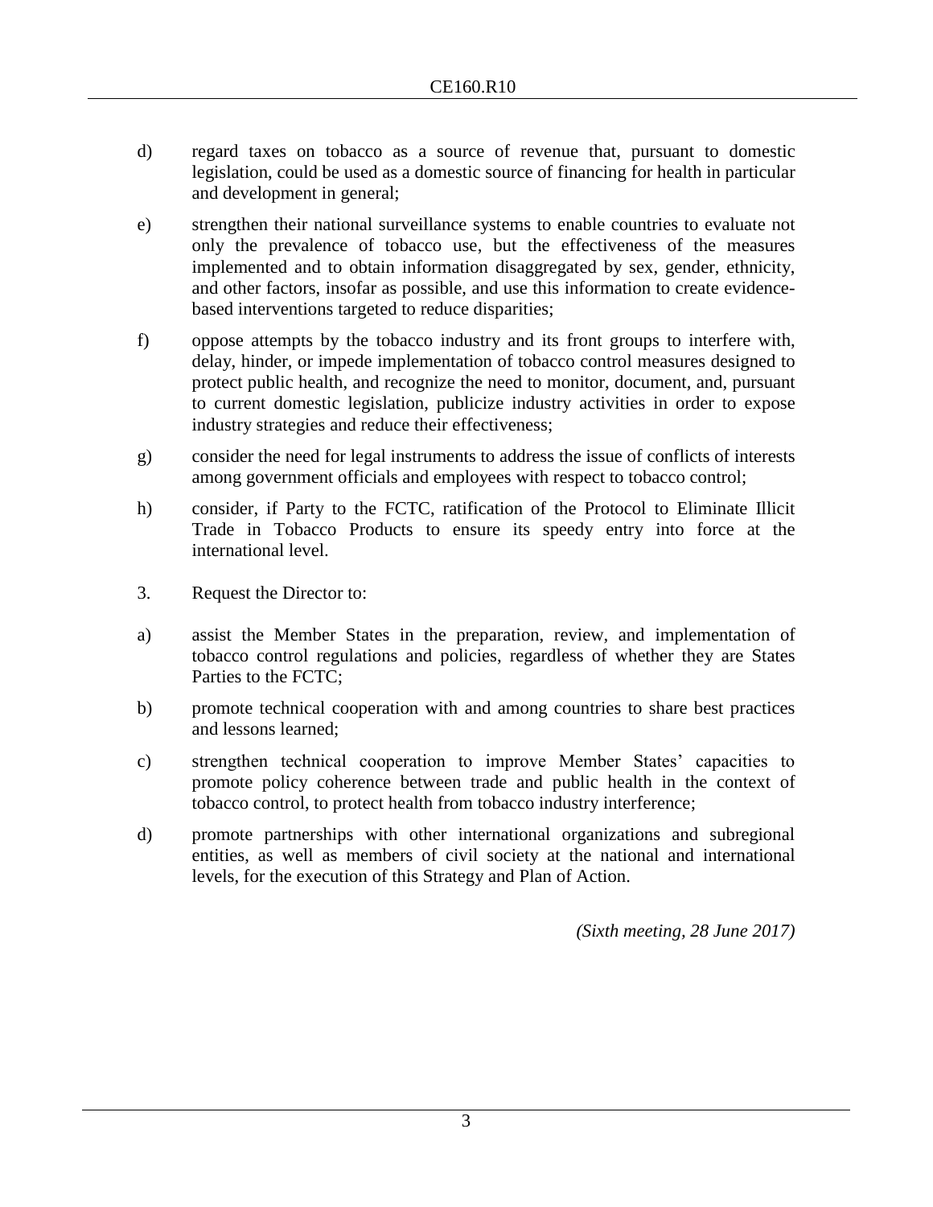d) regard taxes on tobacco as a source of revenue that, pursuant to domestic legislation, could be used as a domestic source of financing for health in particular and development in general;

e) strengthen their national surveillance systems to enable countries to evaluate not only the prevalence of tobacco use, but the effectiveness of the measures implemented and to obtain information disaggregated by sex, gender, ethnicity, and other factors, insofar as possible, and use this information to create evidence-based interventions targeted to reduce disparities;

f) oppose attempts by the tobacco industry and its front groups to interfere with, delay, hinder, or impede implementation of tobacco control measures designed to protect public health, and recognize the need to monitor, document, and, pursuant to current domestic legislation, publicize industry activities in order to expose industry strategies and reduce their effectiveness;

g) consider the need for legal instruments to address the issue of conflicts of interests among government officials and employees with respect to tobacco control;

h) consider, if Party to the FCTC, ratification of the Protocol to Eliminate Illicit Trade in Tobacco Products to ensure its speedy entry into force at the international level.

3. Request the Director to:

a) assist the Member States in the preparation, review, and implementation of tobacco control regulations and policies, regardless of whether they are States Parties to the FCTC;

b) promote technical cooperation with and among countries to share best practices and lessons learned;

c) strengthen technical cooperation to improve Member States' capacities to promote policy coherence between trade and public health in the context of tobacco control, to protect health from tobacco industry interference;

d) promote partnerships with other international organizations and subregional entities, as well as members of civil society at the national and international levels, for the execution of this Strategy and Plan of Action.

*(Sixth meeting, 28 June 2017)*